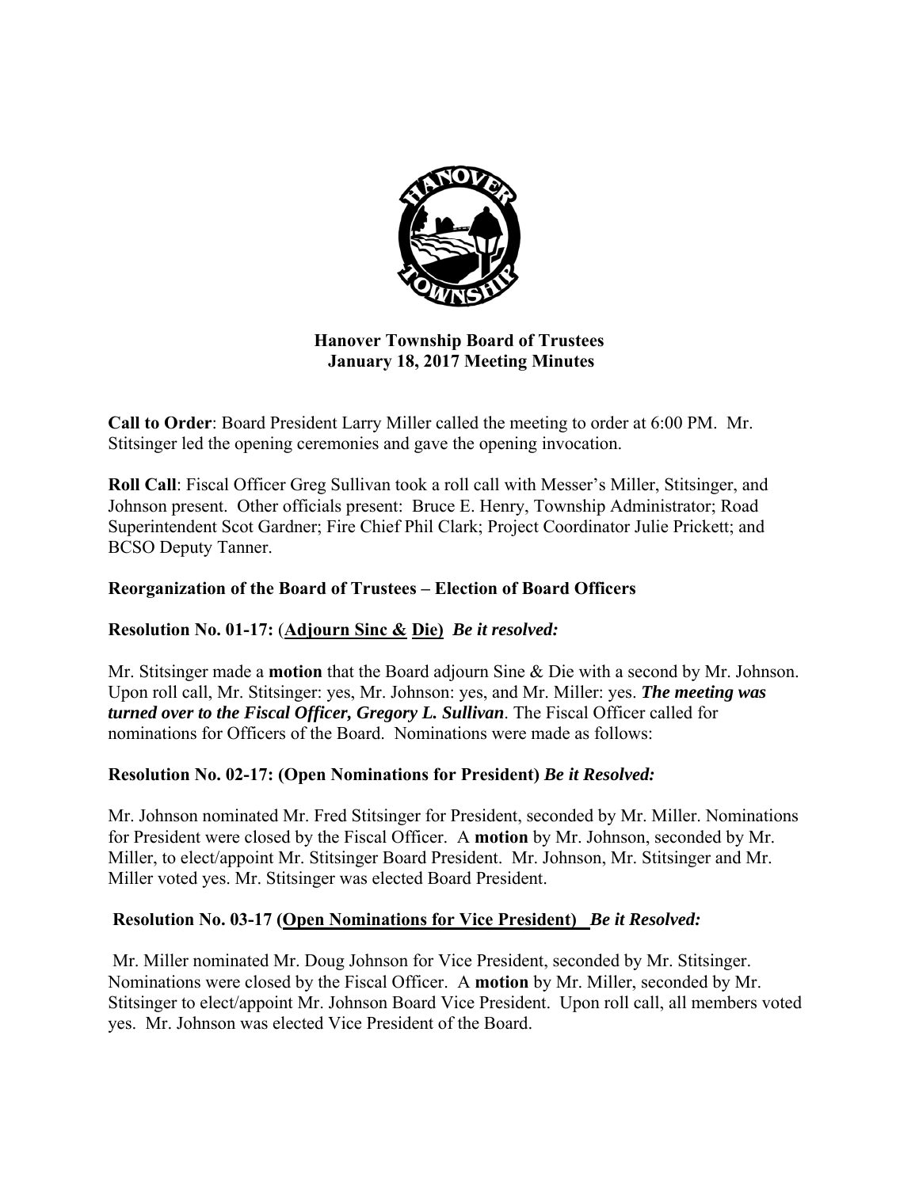# Hanover Township Board of Trustees
## January 18, 2017 Meeting Minutes

**Call to Order**: Board President Larry Miller called the meeting to order at 6:00 PM. Mr. Stitsinger led the opening ceremonies and gave the opening invocation.

**Roll Call**: Fiscal Officer Greg Sullivan took a roll call with Messer's Miller, Stitsinger, and Johnson present. Other officials present: Bruce E. Henry, Township Administrator; Road Superintendent Scot Gardner; Fire Chief Phil Clark; Project Coordinator Julie Prickett; and BCSO Deputy Tanner.

**Reorganization of the Board of Trustees – Election of Board Officers**

**Resolution No. 01-17:** (**Adjourn Sinc & Die)** ***Be it resolved:***

Mr. Stitsinger made a **motion** that the Board adjourn Sine & Die with a second by Mr. Johnson. Upon roll call, Mr. Stitsinger: yes, Mr. Johnson: yes, and Mr. Miller: yes. ***The meeting was turned over to the Fiscal Officer, Gregory L. Sullivan***. The Fiscal Officer called for nominations for Officers of the Board. Nominations were made as follows:

**Resolution No. 02-17: (Open Nominations for President)** ***Be it Resolved:***

Mr. Johnson nominated Mr. Fred Stitsinger for President, seconded by Mr. Miller. Nominations for President were closed by the Fiscal Officer. A **motion** by Mr. Johnson, seconded by Mr. Miller, to elect/appoint Mr. Stitsinger Board President. Mr. Johnson, Mr. Stitsinger and Mr. Miller voted yes. Mr. Stitsinger was elected Board President.

**Resolution No. 03-17 (Open Nominations for Vice President)** ***Be it Resolved:***

Mr. Miller nominated Mr. Doug Johnson for Vice President, seconded by Mr. Stitsinger. Nominations were closed by the Fiscal Officer. A **motion** by Mr. Miller, seconded by Mr. Stitsinger to elect/appoint Mr. Johnson Board Vice President. Upon roll call, all members voted yes. Mr. Johnson was elected Vice President of the Board.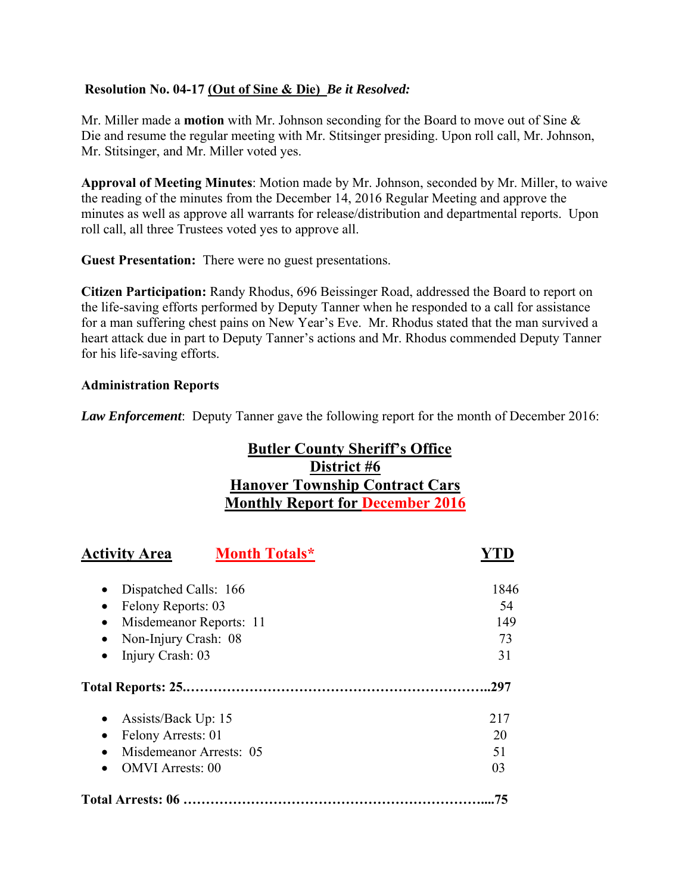**Resolution No. 04-17 (Out of Sine & Die)** ***Be it Resolved:***

Mr. Miller made a **motion** with Mr. Johnson seconding for the Board to move out of Sine & Die and resume the regular meeting with Mr. Stitsinger presiding. Upon roll call, Mr. Johnson, Mr. Stitsinger, and Mr. Miller voted yes.

**Approval of Meeting Minutes**: Motion made by Mr. Johnson, seconded by Mr. Miller, to waive the reading of the minutes from the December 14, 2016 Regular Meeting and approve the minutes as well as approve all warrants for release/distribution and departmental reports. Upon roll call, all three Trustees voted yes to approve all.

**Guest Presentation:** There were no guest presentations.

**Citizen Participation:** Randy Rhodus, 696 Beissinger Road, addressed the Board to report on the life-saving efforts performed by Deputy Tanner when he responded to a call for assistance for a man suffering chest pains on New Year's Eve. Mr. Rhodus stated that the man survived a heart attack due in part to Deputy Tanner's actions and Mr. Rhodus commended Deputy Tanner for his life-saving efforts.

**Administration Reports**

***Law Enforcement***: Deputy Tanner gave the following report for the month of December 2016:

**Butler County Sheriff's Office**
**District #6**
**Hanover Township Contract Cars**
**Monthly Report for December 2016**

| Activity Area | Month Totals* | YTD |
|---|---|---|
| Dispatched Calls | 166 | 1846 |
| Felony Reports | 03 | 54 |
| Misdemeanor Reports | 11 | 149 |
| Non-Injury Crash | 08 | 73 |
| Injury Crash | 03 | 31 |
| **Total Reports** | **25** | **297** |
| Assists/Back Up | 15 | 217 |
| Felony Arrests | 01 | 20 |
| Misdemeanor Arrests | 05 | 51 |
| OMVI Arrests | 00 | 03 |
| **Total Arrests** | **06** | **75** |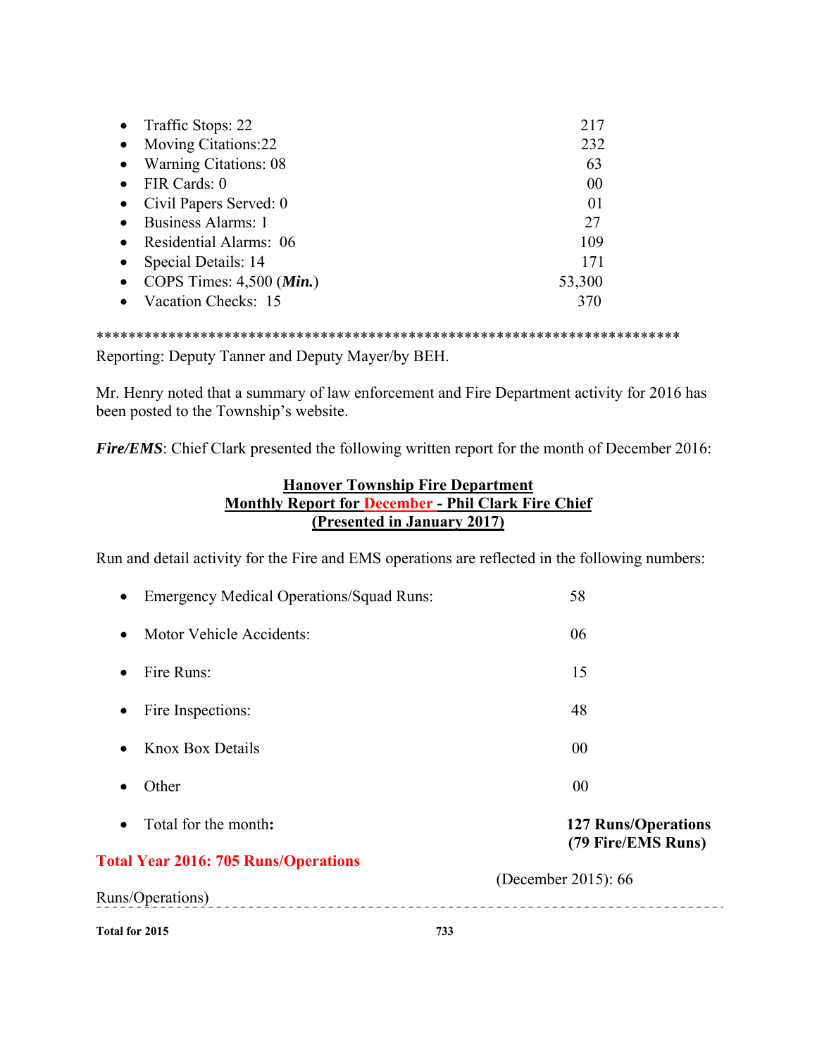- Traffic Stops: 22 217
- Moving Citations:22 232
- Warning Citations: 08 63
- FIR Cards: 0 00
- Civil Papers Served: 0 01
- Business Alarms: 1 27
- Residential Alarms: 06 109
- Special Details: 14 171
- COPS Times: 4,500 (***Min.***) 53,300
- Vacation Checks: 15 370

*************************************************************************
Reporting: Deputy Tanner and Deputy Mayer/by BEH.

Mr. Henry noted that a summary of law enforcement and Fire Department activity for 2016 has been posted to the Township's website.

***Fire/EMS***: Chief Clark presented the following written report for the month of December 2016:

**Hanover Township Fire Department**
**Monthly Report for December - Phil Clark Fire Chief**
**(Presented in January 2017)**

Run and detail activity for the Fire and EMS operations are reflected in the following numbers:

- Emergency Medical Operations/Squad Runs: 58
- Motor Vehicle Accidents: 06
- Fire Runs: 15
- Fire Inspections: 48
- Knox Box Details 00
- Other 00
- Total for the month**:** **127 Runs/Operations (79 Fire/EMS Runs)**

**Total Year 2016: 705 Runs/Operations**

(December 2015): 66 Runs/Operations)

**Total for 2015** **733**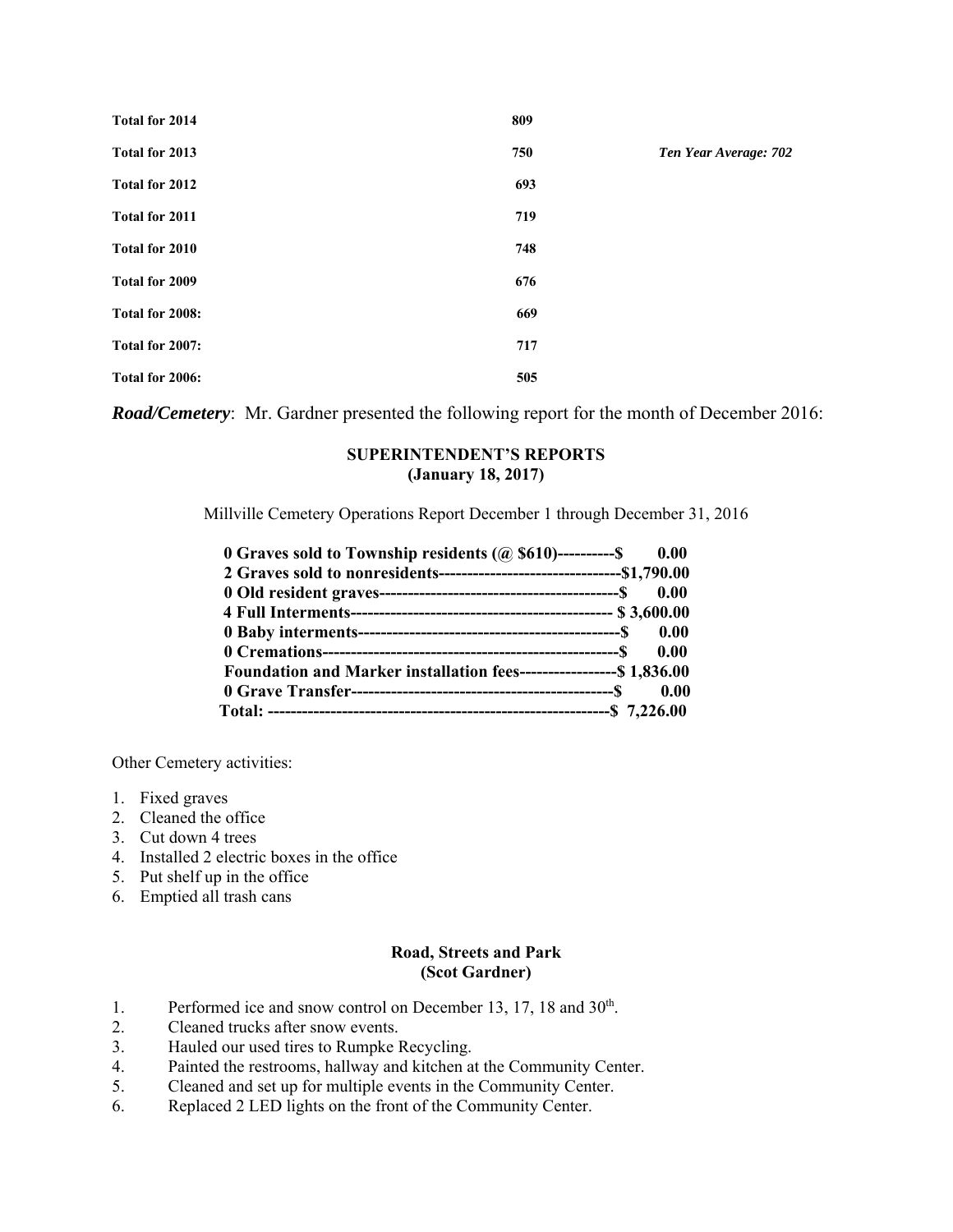| | | |
|---|---|---|
| **Total for 2014** | **809** | |
| **Total for 2013** | **750** | ***Ten Year Average: 702*** |
| **Total for 2012** | **693** | |
| **Total for 2011** | **719** | |
| **Total for 2010** | **748** | |
| **Total for 2009** | **676** | |
| **Total for 2008:** | **669** | |
| **Total for 2007:** | **717** | |
| **Total for 2006:** | **505** | |

***Road/Cemetery***: Mr. Gardner presented the following report for the month of December 2016:

**SUPERINTENDENT'S REPORTS**
**(January 18, 2017)**

Millville Cemetery Operations Report December 1 through December 31, 2016

**0 Graves sold to Township residents (@ $610)----------$ 0.00**
**2 Graves sold to nonresidents--------------------------------$1,790.00**
**0 Old resident graves------------------------------------------$ 0.00**
**4 Full Interments---------------------------------------------- $ 3,600.00**
**0 Baby interments---------------------------------------------$ 0.00**
**0 Cremations----------------------------------------------------$ 0.00**
**Foundation and Marker installation fees-----------------$ 1,836.00**
**0 Grave Transfer----------------------------------------------$ 0.00**
**Total: ------------------------------------------------------------$ 7,226.00**

Other Cemetery activities:

1. Fixed graves
2. Cleaned the office
3. Cut down 4 trees
4. Installed 2 electric boxes in the office
5. Put shelf up in the office
6. Emptied all trash cans

**Road, Streets and Park**
**(Scot Gardner)**

1. Performed ice and snow control on December 13, 17, 18 and 30th.
2. Cleaned trucks after snow events.
3. Hauled our used tires to Rumpke Recycling.
4. Painted the restrooms, hallway and kitchen at the Community Center.
5. Cleaned and set up for multiple events in the Community Center.
6. Replaced 2 LED lights on the front of the Community Center.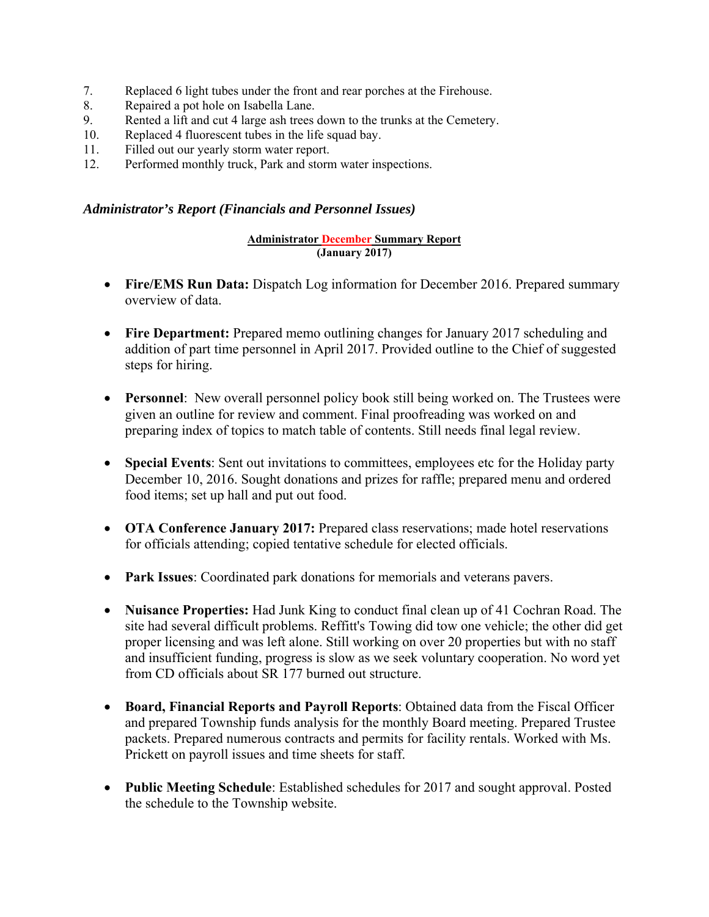7. Replaced 6 light tubes under the front and rear porches at the Firehouse.
8. Repaired a pot hole on Isabella Lane.
9. Rented a lift and cut 4 large ash trees down to the trunks at the Cemetery.
10. Replaced 4 fluorescent tubes in the life squad bay.
11. Filled out our yearly storm water report.
12. Performed monthly truck, Park and storm water inspections.

### *Administrator's Report (Financials and Personnel Issues)*

**Administrator December Summary Report**
**(January 2017)**

- **Fire/EMS Run Data:** Dispatch Log information for December 2016. Prepared summary overview of data.

- **Fire Department:** Prepared memo outlining changes for January 2017 scheduling and addition of part time personnel in April 2017. Provided outline to the Chief of suggested steps for hiring.

- **Personnel**: New overall personnel policy book still being worked on. The Trustees were given an outline for review and comment. Final proofreading was worked on and preparing index of topics to match table of contents. Still needs final legal review.

- **Special Events**: Sent out invitations to committees, employees etc for the Holiday party December 10, 2016. Sought donations and prizes for raffle; prepared menu and ordered food items; set up hall and put out food.

- **OTA Conference January 2017:** Prepared class reservations; made hotel reservations for officials attending; copied tentative schedule for elected officials.

- **Park Issues**: Coordinated park donations for memorials and veterans pavers.

- **Nuisance Properties:** Had Junk King to conduct final clean up of 41 Cochran Road. The site had several difficult problems. Reffitt's Towing did tow one vehicle; the other did get proper licensing and was left alone. Still working on over 20 properties but with no staff and insufficient funding, progress is slow as we seek voluntary cooperation. No word yet from CD officials about SR 177 burned out structure.

- **Board, Financial Reports and Payroll Reports**: Obtained data from the Fiscal Officer and prepared Township funds analysis for the monthly Board meeting. Prepared Trustee packets. Prepared numerous contracts and permits for facility rentals. Worked with Ms. Prickett on payroll issues and time sheets for staff.

- **Public Meeting Schedule**: Established schedules for 2017 and sought approval. Posted the schedule to the Township website.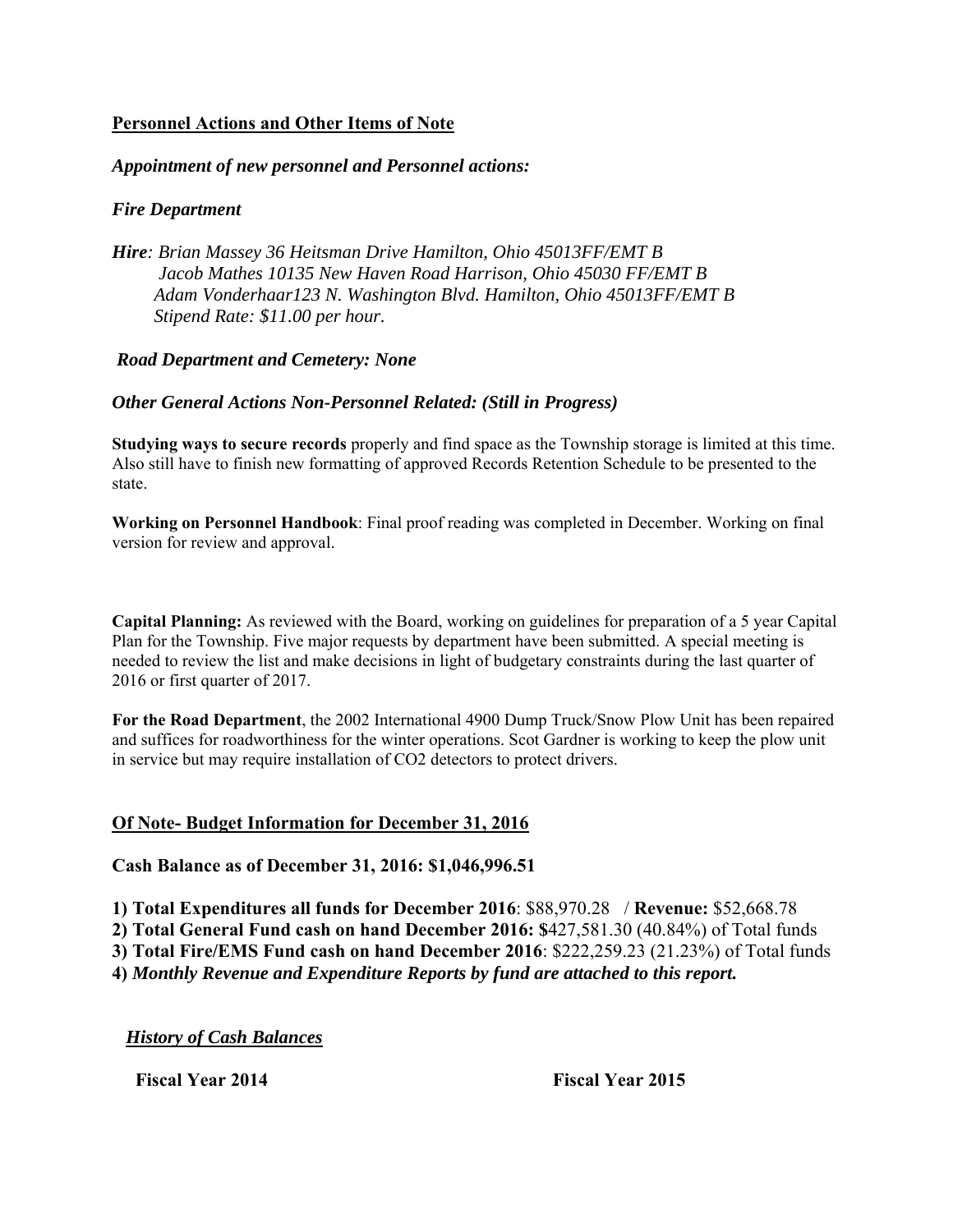## Personnel Actions and Other Items of Note

***Appointment of new personnel and Personnel actions:***

***Fire Department***

***Hire**: Brian Massey 36 Heitsman Drive Hamilton, Ohio 45013FF/EMT B*
*Jacob Mathes 10135 New Haven Road Harrison, Ohio 45030 FF/EMT B*
*Adam Vonderhaar123 N. Washington Blvd. Hamilton, Ohio 45013FF/EMT B*
*Stipend Rate: $11.00 per hour.*

***Road Department and Cemetery: None***

***Other General Actions Non-Personnel Related: (Still in Progress)***

**Studying ways to secure records** properly and find space as the Township storage is limited at this time. Also still have to finish new formatting of approved Records Retention Schedule to be presented to the state.

**Working on Personnel Handbook**: Final proof reading was completed in December. Working on final version for review and approval.

**Capital Planning:** As reviewed with the Board, working on guidelines for preparation of a 5 year Capital Plan for the Township. Five major requests by department have been submitted. A special meeting is needed to review the list and make decisions in light of budgetary constraints during the last quarter of 2016 or first quarter of 2017.

**For the Road Department**, the 2002 International 4900 Dump Truck/Snow Plow Unit has been repaired and suffices for roadworthiness for the winter operations. Scot Gardner is working to keep the plow unit in service but may require installation of CO2 detectors to protect drivers.

## Of Note- Budget Information for December 31, 2016

**Cash Balance as of December 31, 2016: $1,046,996.51**

**1) Total Expenditures all funds for December 2016**: $88,970.28 / **Revenue:** $52,668.78
**2) Total General Fund cash on hand December 2016: $**427,581.30 (40.84%) of Total funds
**3) Total Fire/EMS Fund cash on hand December 2016**: $222,259.23 (21.23%) of Total funds
**4)** ***Monthly Revenue and Expenditure Reports by fund are attached to this report.***

***History of Cash Balances***

**Fiscal Year 2014** **Fiscal Year 2015**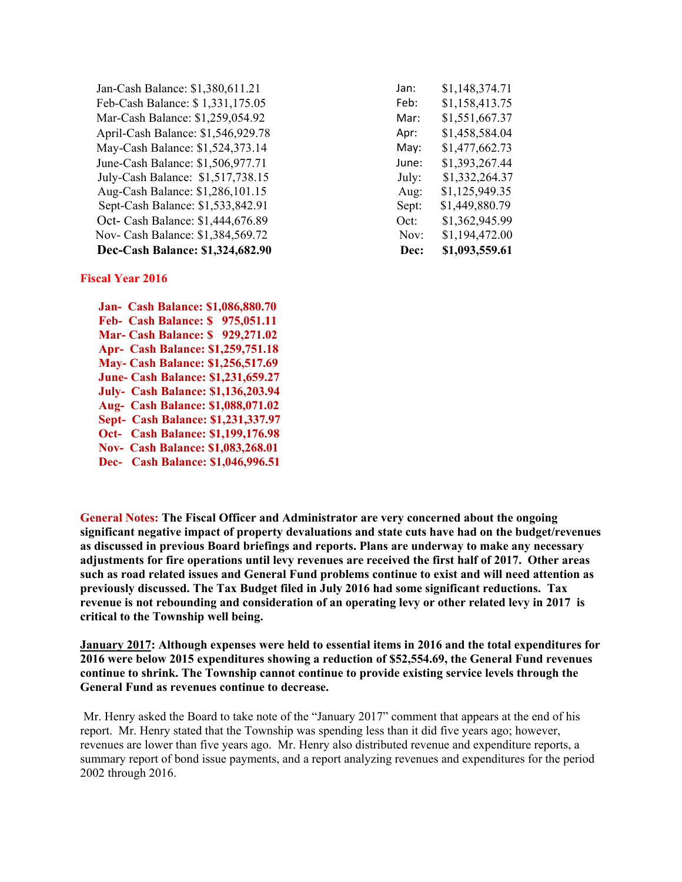| | | | |
|---|---|---|---|
| Jan-Cash Balance: $1,380,611.21 | | Jan: | $1,148,374.71 |
| Feb-Cash Balance: $ 1,331,175.05 | | Feb: | $1,158,413.75 |
| Mar-Cash Balance: $1,259,054.92 | | Mar: | $1,551,667.37 |
| April-Cash Balance: $1,546,929.78 | | Apr: | $1,458,584.04 |
| May-Cash Balance: $1,524,373.14 | | May: | $1,477,662.73 |
| June-Cash Balance: $1,506,977.71 | | June: | $1,393,267.44 |
| July-Cash Balance: $1,517,738.15 | | July: | $1,332,264.37 |
| Aug-Cash Balance: $1,286,101.15 | | Aug: | $1,125,949.35 |
| Sept-Cash Balance: $1,533,842.91 | | Sept: | $1,449,880.79 |
| Oct- Cash Balance: $1,444,676.89 | | Oct: | $1,362,945.99 |
| Nov- Cash Balance: $1,384,569.72 | | Nov: | $1,194,472.00 |
| **Dec-Cash Balance: $1,324,682.90** | | **Dec:** | **$1,093,559.61** |

**Fiscal Year 2016**

**Jan- Cash Balance: $1,086,880.70**
**Feb- Cash Balance: $ 975,051.11**
**Mar- Cash Balance: $ 929,271.02**
**Apr- Cash Balance: $1,259,751.18**
**May- Cash Balance: $1,256,517.69**
**June- Cash Balance: $1,231,659.27**
**July- Cash Balance: $1,136,203.94**
**Aug- Cash Balance: $1,088,071.02**
**Sept- Cash Balance: $1,231,337.97**
**Oct- Cash Balance: $1,199,176.98**
**Nov- Cash Balance: $1,083,268.01**
**Dec- Cash Balance: $1,046,996.51**

**General Notes: The Fiscal Officer and Administrator are very concerned about the ongoing significant negative impact of property devaluations and state cuts have had on the budget/revenues as discussed in previous Board briefings and reports. Plans are underway to make any necessary adjustments for fire operations until levy revenues are received the first half of 2017. Other areas such as road related issues and General Fund problems continue to exist and will need attention as previously discussed. The Tax Budget filed in July 2016 had some significant reductions. Tax revenue is not rebounding and consideration of an operating levy or other related levy in 2017 is critical to the Township well being.**

**January 2017: Although expenses were held to essential items in 2016 and the total expenditures for 2016 were below 2015 expenditures showing a reduction of $52,554.69, the General Fund revenues continue to shrink. The Township cannot continue to provide existing service levels through the General Fund as revenues continue to decrease.**

Mr. Henry asked the Board to take note of the "January 2017" comment that appears at the end of his report. Mr. Henry stated that the Township was spending less than it did five years ago; however, revenues are lower than five years ago. Mr. Henry also distributed revenue and expenditure reports, a summary report of bond issue payments, and a report analyzing revenues and expenditures for the period 2002 through 2016.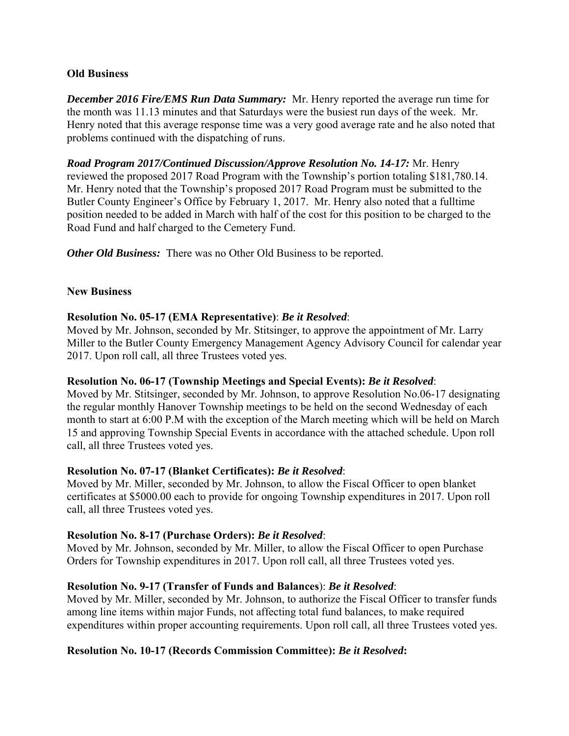**Old Business**

***December 2016 Fire/EMS Run Data Summary:*** Mr. Henry reported the average run time for the month was 11.13 minutes and that Saturdays were the busiest run days of the week. Mr. Henry noted that this average response time was a very good average rate and he also noted that problems continued with the dispatching of runs.

***Road Program 2017/Continued Discussion/Approve Resolution No. 14-17:*** Mr. Henry reviewed the proposed 2017 Road Program with the Township's portion totaling $181,780.14. Mr. Henry noted that the Township's proposed 2017 Road Program must be submitted to the Butler County Engineer's Office by February 1, 2017. Mr. Henry also noted that a fulltime position needed to be added in March with half of the cost for this position to be charged to the Road Fund and half charged to the Cemetery Fund.

***Other Old Business:*** There was no Other Old Business to be reported.

**New Business**

**Resolution No. 05-17 (EMA Representative)**: ***Be it Resolved***:
Moved by Mr. Johnson, seconded by Mr. Stitsinger, to approve the appointment of Mr. Larry Miller to the Butler County Emergency Management Agency Advisory Council for calendar year 2017. Upon roll call, all three Trustees voted yes.

**Resolution No. 06-17 (Township Meetings and Special Events):** ***Be it Resolved***:
Moved by Mr. Stitsinger, seconded by Mr. Johnson, to approve Resolution No.06-17 designating the regular monthly Hanover Township meetings to be held on the second Wednesday of each month to start at 6:00 P.M with the exception of the March meeting which will be held on March 15 and approving Township Special Events in accordance with the attached schedule. Upon roll call, all three Trustees voted yes.

**Resolution No. 07-17 (Blanket Certificates):** ***Be it Resolved***:
Moved by Mr. Miller, seconded by Mr. Johnson, to allow the Fiscal Officer to open blanket certificates at $5000.00 each to provide for ongoing Township expenditures in 2017. Upon roll call, all three Trustees voted yes.

**Resolution No. 8-17 (Purchase Orders):** ***Be it Resolved***:
Moved by Mr. Johnson, seconded by Mr. Miller, to allow the Fiscal Officer to open Purchase Orders for Township expenditures in 2017. Upon roll call, all three Trustees voted yes.

**Resolution No. 9-17 (Transfer of Funds and Balances)**: ***Be it Resolved***:
Moved by Mr. Miller, seconded by Mr. Johnson, to authorize the Fiscal Officer to transfer funds among line items within major Funds, not affecting total fund balances, to make required expenditures within proper accounting requirements. Upon roll call, all three Trustees voted yes.

**Resolution No. 10-17 (Records Commission Committee):** ***Be it Resolved*:**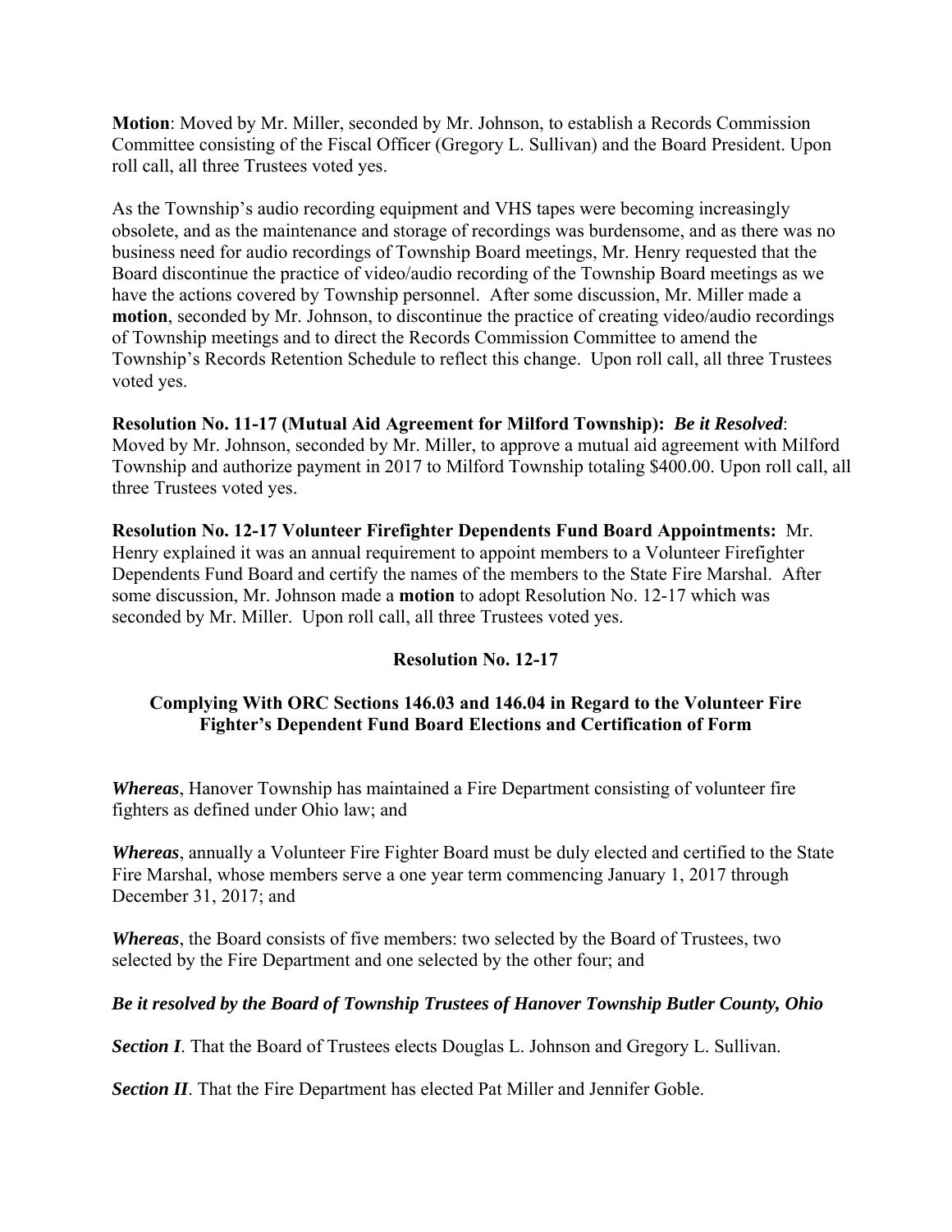**Motion**: Moved by Mr. Miller, seconded by Mr. Johnson, to establish a Records Commission Committee consisting of the Fiscal Officer (Gregory L. Sullivan) and the Board President. Upon roll call, all three Trustees voted yes.

As the Township's audio recording equipment and VHS tapes were becoming increasingly obsolete, and as the maintenance and storage of recordings was burdensome, and as there was no business need for audio recordings of Township Board meetings, Mr. Henry requested that the Board discontinue the practice of video/audio recording of the Township Board meetings as we have the actions covered by Township personnel. After some discussion, Mr. Miller made a **motion**, seconded by Mr. Johnson, to discontinue the practice of creating video/audio recordings of Township meetings and to direct the Records Commission Committee to amend the Township's Records Retention Schedule to reflect this change. Upon roll call, all three Trustees voted yes.

**Resolution No. 11-17 (Mutual Aid Agreement for Milford Township):** ***Be it Resolved***: Moved by Mr. Johnson, seconded by Mr. Miller, to approve a mutual aid agreement with Milford Township and authorize payment in 2017 to Milford Township totaling $400.00. Upon roll call, all three Trustees voted yes.

**Resolution No. 12-17 Volunteer Firefighter Dependents Fund Board Appointments:** Mr. Henry explained it was an annual requirement to appoint members to a Volunteer Firefighter Dependents Fund Board and certify the names of the members to the State Fire Marshal. After some discussion, Mr. Johnson made a **motion** to adopt Resolution No. 12-17 which was seconded by Mr. Miller. Upon roll call, all three Trustees voted yes.

## Resolution No. 12-17

### Complying With ORC Sections 146.03 and 146.04 in Regard to the Volunteer Fire Fighter's Dependent Fund Board Elections and Certification of Form

***Whereas***, Hanover Township has maintained a Fire Department consisting of volunteer fire fighters as defined under Ohio law; and

***Whereas***, annually a Volunteer Fire Fighter Board must be duly elected and certified to the State Fire Marshal, whose members serve a one year term commencing January 1, 2017 through December 31, 2017; and

***Whereas***, the Board consists of five members: two selected by the Board of Trustees, two selected by the Fire Department and one selected by the other four; and

***Be it resolved by the Board of Township Trustees of Hanover Township Butler County, Ohio***

***Section I***. That the Board of Trustees elects Douglas L. Johnson and Gregory L. Sullivan.

***Section II***. That the Fire Department has elected Pat Miller and Jennifer Goble.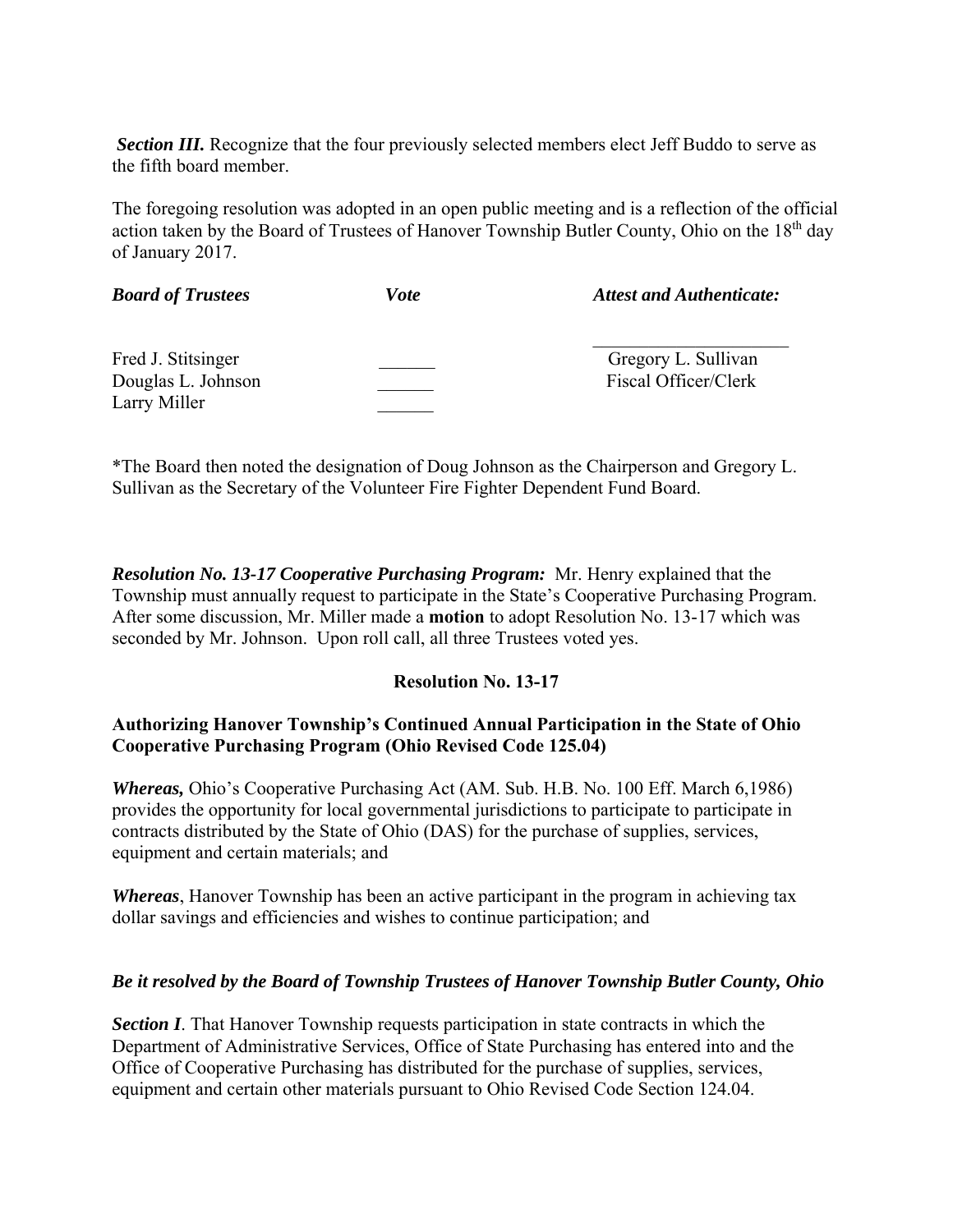***Section III.*** Recognize that the four previously selected members elect Jeff Buddo to serve as the fifth board member.

The foregoing resolution was adopted in an open public meeting and is a reflection of the official action taken by the Board of Trustees of Hanover Township Butler County, Ohio on the 18th day of January 2017.

| ***Board of Trustees*** | ***Vote*** | ***Attest and Authenticate:*** |
|---|---|---|
| Fred J. Stitsinger | ______ | ____________________ Gregory L. Sullivan |
| Douglas L. Johnson | ______ | Fiscal Officer/Clerk |
| Larry Miller | ______ | |

*The Board then noted the designation of Doug Johnson as the Chairperson and Gregory L. Sullivan as the Secretary of the Volunteer Fire Fighter Dependent Fund Board.

***Resolution No. 13-17 Cooperative Purchasing Program:*** Mr. Henry explained that the Township must annually request to participate in the State's Cooperative Purchasing Program. After some discussion, Mr. Miller made a **motion** to adopt Resolution No. 13-17 which was seconded by Mr. Johnson. Upon roll call, all three Trustees voted yes.

**Resolution No. 13-17**

**Authorizing Hanover Township's Continued Annual Participation in the State of Ohio Cooperative Purchasing Program (Ohio Revised Code 125.04)**

***Whereas,*** Ohio's Cooperative Purchasing Act (AM. Sub. H.B. No. 100 Eff. March 6,1986) provides the opportunity for local governmental jurisdictions to participate to participate in contracts distributed by the State of Ohio (DAS) for the purchase of supplies, services, equipment and certain materials; and

***Whereas***, Hanover Township has been an active participant in the program in achieving tax dollar savings and efficiencies and wishes to continue participation; and

***Be it resolved by the Board of Township Trustees of Hanover Township Butler County, Ohio***

***Section I***. That Hanover Township requests participation in state contracts in which the Department of Administrative Services, Office of State Purchasing has entered into and the Office of Cooperative Purchasing has distributed for the purchase of supplies, services, equipment and certain other materials pursuant to Ohio Revised Code Section 124.04.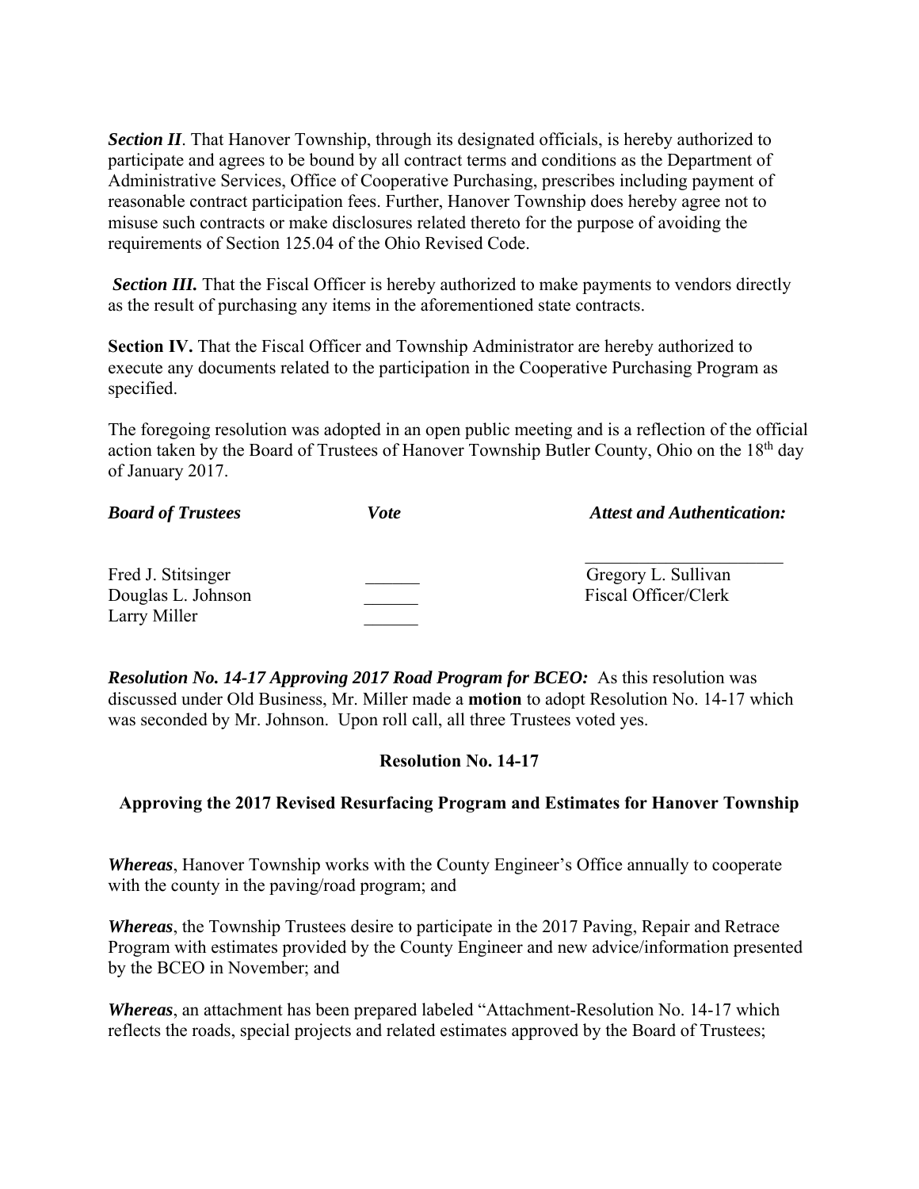*Section II*. That Hanover Township, through its designated officials, is hereby authorized to participate and agrees to be bound by all contract terms and conditions as the Department of Administrative Services, Office of Cooperative Purchasing, prescribes including payment of reasonable contract participation fees. Further, Hanover Township does hereby agree not to misuse such contracts or make disclosures related thereto for the purpose of avoiding the requirements of Section 125.04 of the Ohio Revised Code.

***Section III.*** That the Fiscal Officer is hereby authorized to make payments to vendors directly as the result of purchasing any items in the aforementioned state contracts.

**Section IV.** That the Fiscal Officer and Township Administrator are hereby authorized to execute any documents related to the participation in the Cooperative Purchasing Program as specified.

The foregoing resolution was adopted in an open public meeting and is a reflection of the official action taken by the Board of Trustees of Hanover Township Butler County, Ohio on the 18th day of January 2017.

| ***Board of Trustees*** | ***Vote*** | ***Attest and Authentication:*** |
|---|---|---|
| | | ______________________ |
| Fred J. Stitsinger | ______ | Gregory L. Sullivan |
| Douglas L. Johnson | ______ | Fiscal Officer/Clerk |
| Larry Miller | ______ | |

***Resolution No. 14-17 Approving 2017 Road Program for BCEO:*** As this resolution was discussed under Old Business, Mr. Miller made a **motion** to adopt Resolution No. 14-17 which was seconded by Mr. Johnson. Upon roll call, all three Trustees voted yes.

**Resolution No. 14-17**

**Approving the 2017 Revised Resurfacing Program and Estimates for Hanover Township**

***Whereas***, Hanover Township works with the County Engineer's Office annually to cooperate with the county in the paving/road program; and

***Whereas***, the Township Trustees desire to participate in the 2017 Paving, Repair and Retrace Program with estimates provided by the County Engineer and new advice/information presented by the BCEO in November; and

***Whereas***, an attachment has been prepared labeled "Attachment-Resolution No. 14-17 which reflects the roads, special projects and related estimates approved by the Board of Trustees;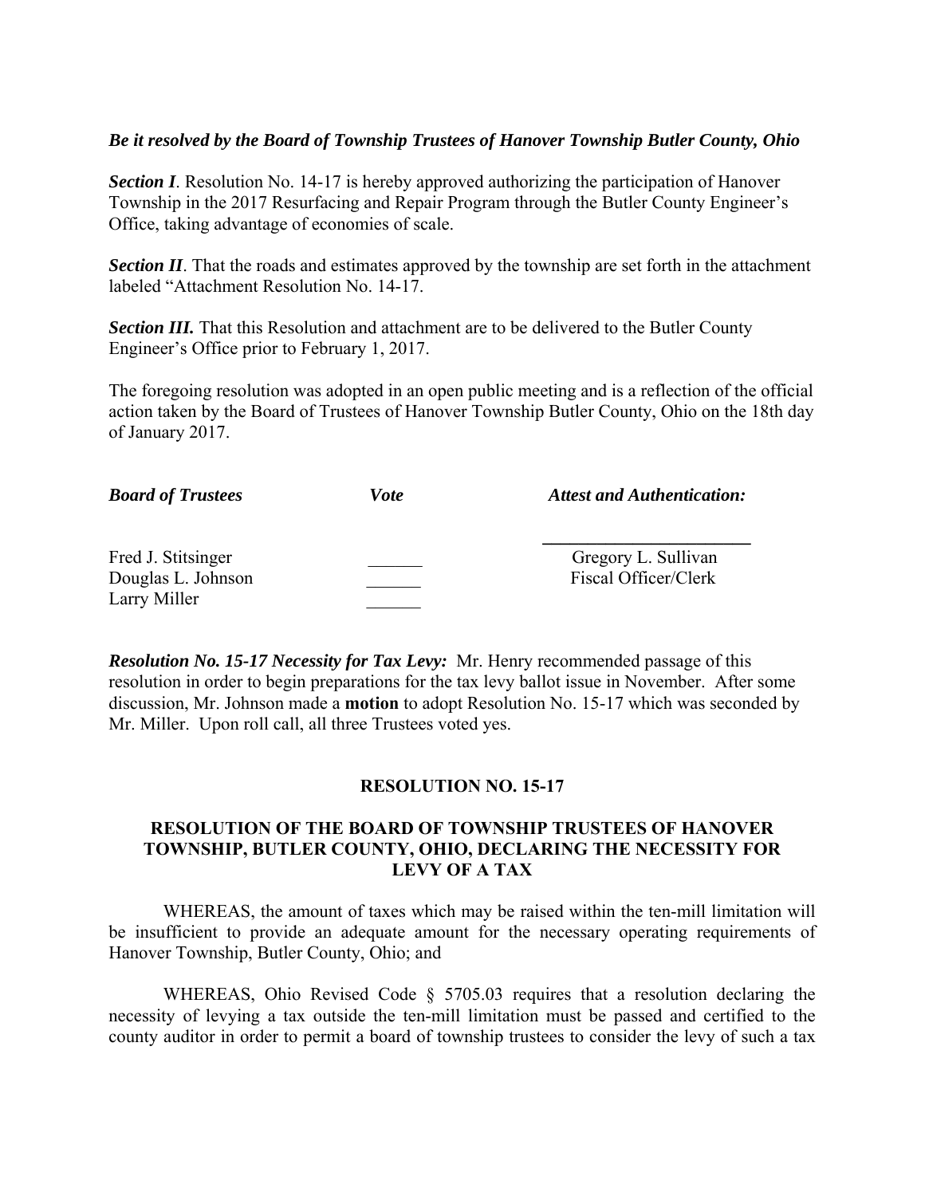***Be it resolved by the Board of Township Trustees of Hanover Township Butler County, Ohio***

***Section I***. Resolution No. 14-17 is hereby approved authorizing the participation of Hanover Township in the 2017 Resurfacing and Repair Program through the Butler County Engineer's Office, taking advantage of economies of scale.

***Section II***. That the roads and estimates approved by the township are set forth in the attachment labeled "Attachment Resolution No. 14-17.

***Section III.*** That this Resolution and attachment are to be delivered to the Butler County Engineer's Office prior to February 1, 2017.

The foregoing resolution was adopted in an open public meeting and is a reflection of the official action taken by the Board of Trustees of Hanover Township Butler County, Ohio on the 18th day of January 2017.

| ***Board of Trustees*** | ***Vote*** | ***Attest and Authentication:*** |
|---|---|---|
| Fred J. Stitsinger | ______ | Gregory L. Sullivan |
| Douglas L. Johnson | ______ | Fiscal Officer/Clerk |
| Larry Miller | ______ | |

***Resolution No. 15-17 Necessity for Tax Levy:*** Mr. Henry recommended passage of this resolution in order to begin preparations for the tax levy ballot issue in November. After some discussion, Mr. Johnson made a **motion** to adopt Resolution No. 15-17 which was seconded by Mr. Miller. Upon roll call, all three Trustees voted yes.

**RESOLUTION NO. 15-17**

**RESOLUTION OF THE BOARD OF TOWNSHIP TRUSTEES OF HANOVER TOWNSHIP, BUTLER COUNTY, OHIO, DECLARING THE NECESSITY FOR LEVY OF A TAX**

WHEREAS, the amount of taxes which may be raised within the ten-mill limitation will be insufficient to provide an adequate amount for the necessary operating requirements of Hanover Township, Butler County, Ohio; and

WHEREAS, Ohio Revised Code § 5705.03 requires that a resolution declaring the necessity of levying a tax outside the ten-mill limitation must be passed and certified to the county auditor in order to permit a board of township trustees to consider the levy of such a tax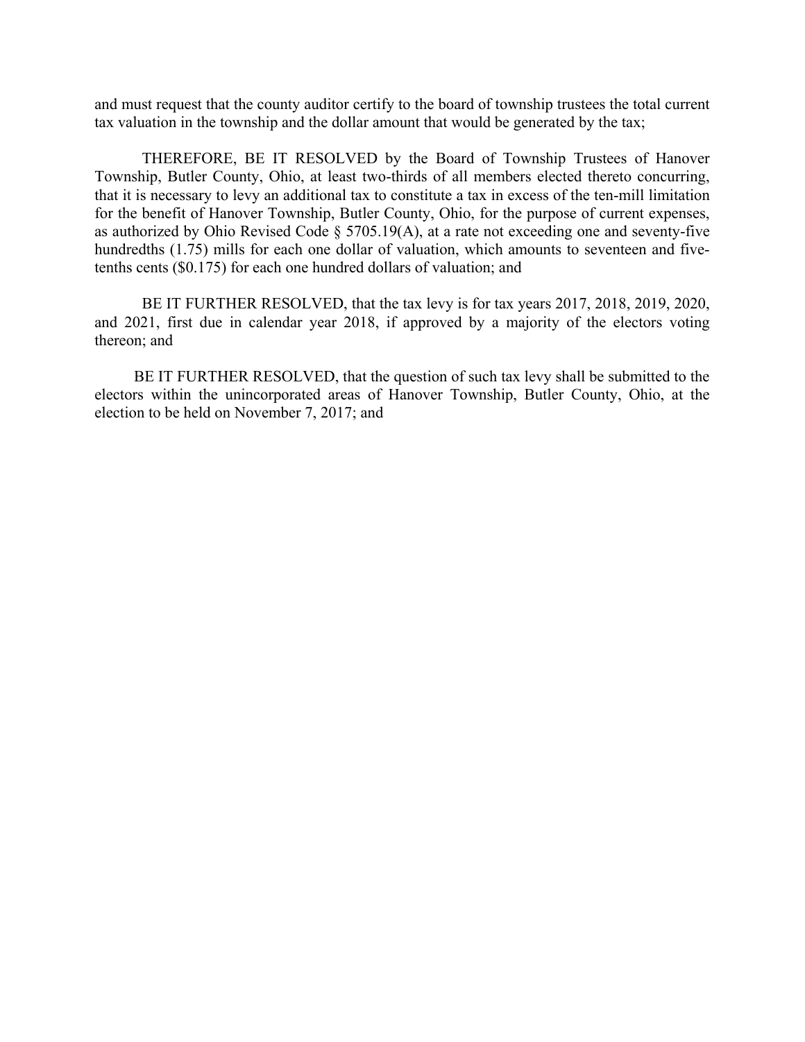and must request that the county auditor certify to the board of township trustees the total current tax valuation in the township and the dollar amount that would be generated by the tax;

THEREFORE, BE IT RESOLVED by the Board of Township Trustees of Hanover Township, Butler County, Ohio, at least two-thirds of all members elected thereto concurring, that it is necessary to levy an additional tax to constitute a tax in excess of the ten-mill limitation for the benefit of Hanover Township, Butler County, Ohio, for the purpose of current expenses, as authorized by Ohio Revised Code § 5705.19(A), at a rate not exceeding one and seventy-five hundredths (1.75) mills for each one dollar of valuation, which amounts to seventeen and five-tenths cents ($0.175) for each one hundred dollars of valuation; and

BE IT FURTHER RESOLVED, that the tax levy is for tax years 2017, 2018, 2019, 2020, and 2021, first due in calendar year 2018, if approved by a majority of the electors voting thereon; and

BE IT FURTHER RESOLVED, that the question of such tax levy shall be submitted to the electors within the unincorporated areas of Hanover Township, Butler County, Ohio, at the election to be held on November 7, 2017; and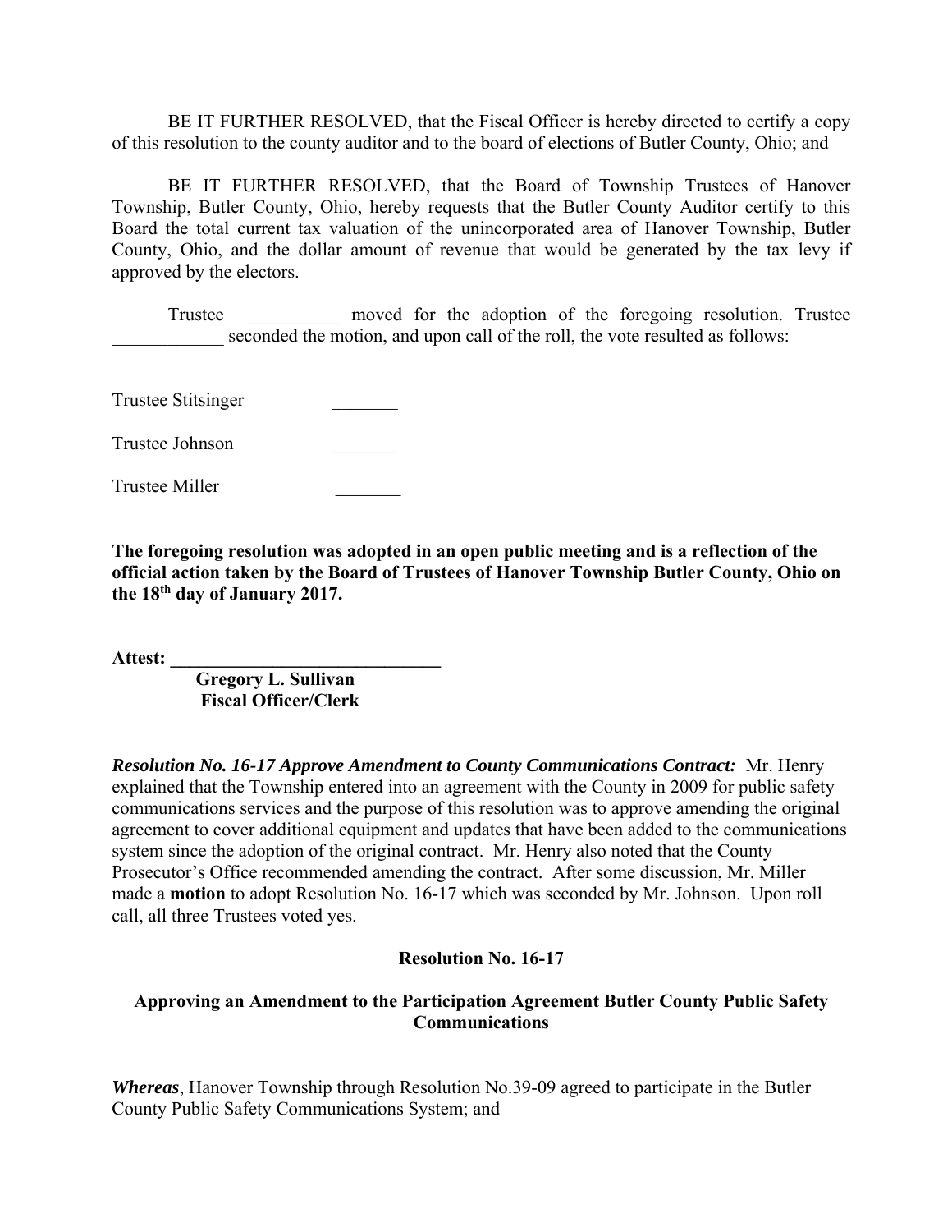BE IT FURTHER RESOLVED, that the Fiscal Officer is hereby directed to certify a copy of this resolution to the county auditor and to the board of elections of Butler County, Ohio; and

BE IT FURTHER RESOLVED, that the Board of Township Trustees of Hanover Township, Butler County, Ohio, hereby requests that the Butler County Auditor certify to this Board the total current tax valuation of the unincorporated area of Hanover Township, Butler County, Ohio, and the dollar amount of revenue that would be generated by the tax levy if approved by the electors.

Trustee __________ moved for the adoption of the foregoing resolution. Trustee ____________ seconded the motion, and upon call of the roll, the vote resulted as follows:

Trustee Stitsinger _______

Trustee Johnson _______

Trustee Miller _______

**The foregoing resolution was adopted in an open public meeting and is a reflection of the official action taken by the Board of Trustees of Hanover Township Butler County, Ohio on the 18th day of January 2017.**

**Attest: ______________________________**
**Gregory L. Sullivan**
**Fiscal Officer/Clerk**

***Resolution No. 16-17 Approve Amendment to County Communications Contract:*** Mr. Henry explained that the Township entered into an agreement with the County in 2009 for public safety communications services and the purpose of this resolution was to approve amending the original agreement to cover additional equipment and updates that have been added to the communications system since the adoption of the original contract. Mr. Henry also noted that the County Prosecutor's Office recommended amending the contract. After some discussion, Mr. Miller made a **motion** to adopt Resolution No. 16-17 which was seconded by Mr. Johnson. Upon roll call, all three Trustees voted yes.

**Resolution No. 16-17**

**Approving an Amendment to the Participation Agreement Butler County Public Safety Communications**

***Whereas***, Hanover Township through Resolution No.39-09 agreed to participate in the Butler County Public Safety Communications System; and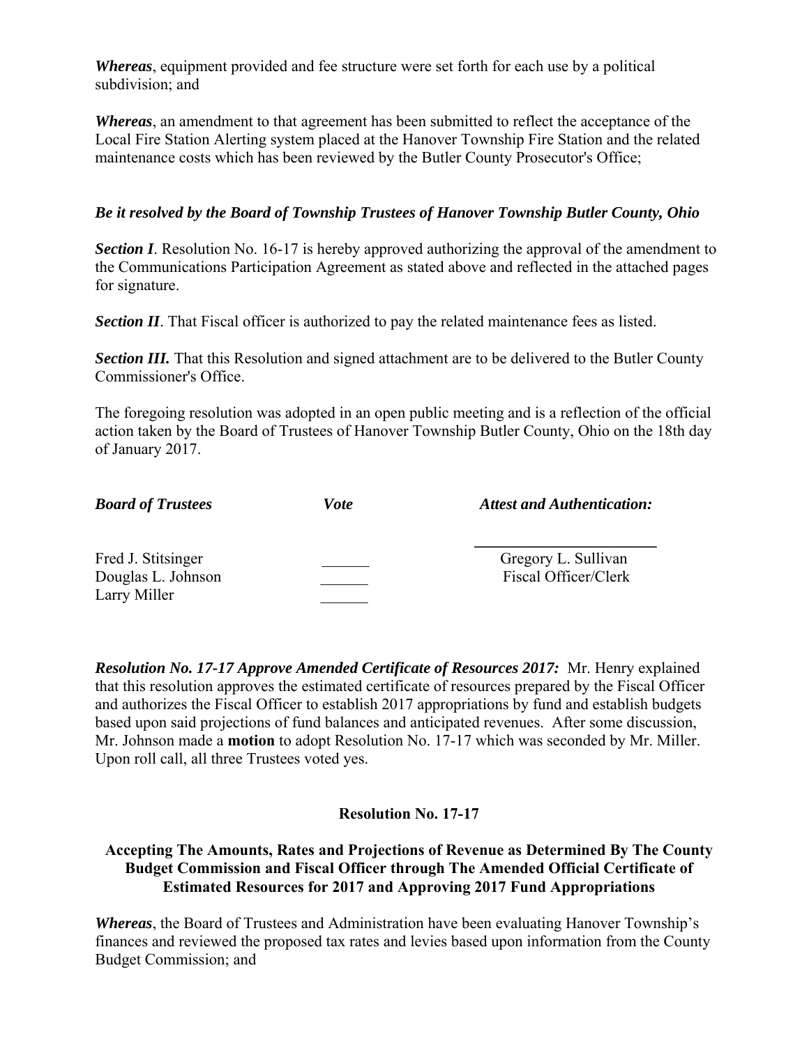*Whereas*, equipment provided and fee structure were set forth for each use by a political subdivision; and

*Whereas*, an amendment to that agreement has been submitted to reflect the acceptance of the Local Fire Station Alerting system placed at the Hanover Township Fire Station and the related maintenance costs which has been reviewed by the Butler County Prosecutor's Office;

***Be it resolved by the Board of Township Trustees of Hanover Township Butler County, Ohio***

***Section I***. Resolution No. 16-17 is hereby approved authorizing the approval of the amendment to the Communications Participation Agreement as stated above and reflected in the attached pages for signature.

***Section II***. That Fiscal officer is authorized to pay the related maintenance fees as listed.

***Section III.*** That this Resolution and signed attachment are to be delivered to the Butler County Commissioner's Office.

The foregoing resolution was adopted in an open public meeting and is a reflection of the official action taken by the Board of Trustees of Hanover Township Butler County, Ohio on the 18th day of January 2017.

| ***Board of Trustees*** | ***Vote*** | ***Attest and Authentication:*** |
|---|---|---|
| | | ______________________ |
| Fred J. Stitsinger | ______ | Gregory L. Sullivan |
| Douglas L. Johnson | ______ | Fiscal Officer/Clerk |
| Larry Miller | ______ | |

***Resolution No. 17-17 Approve Amended Certificate of Resources 2017:*** Mr. Henry explained that this resolution approves the estimated certificate of resources prepared by the Fiscal Officer and authorizes the Fiscal Officer to establish 2017 appropriations by fund and establish budgets based upon said projections of fund balances and anticipated revenues. After some discussion, Mr. Johnson made a **motion** to adopt Resolution No. 17-17 which was seconded by Mr. Miller. Upon roll call, all three Trustees voted yes.

**Resolution No. 17-17**

**Accepting The Amounts, Rates and Projections of Revenue as Determined By The County Budget Commission and Fiscal Officer through The Amended Official Certificate of Estimated Resources for 2017 and Approving 2017 Fund Appropriations**

*Whereas*, the Board of Trustees and Administration have been evaluating Hanover Township's finances and reviewed the proposed tax rates and levies based upon information from the County Budget Commission; and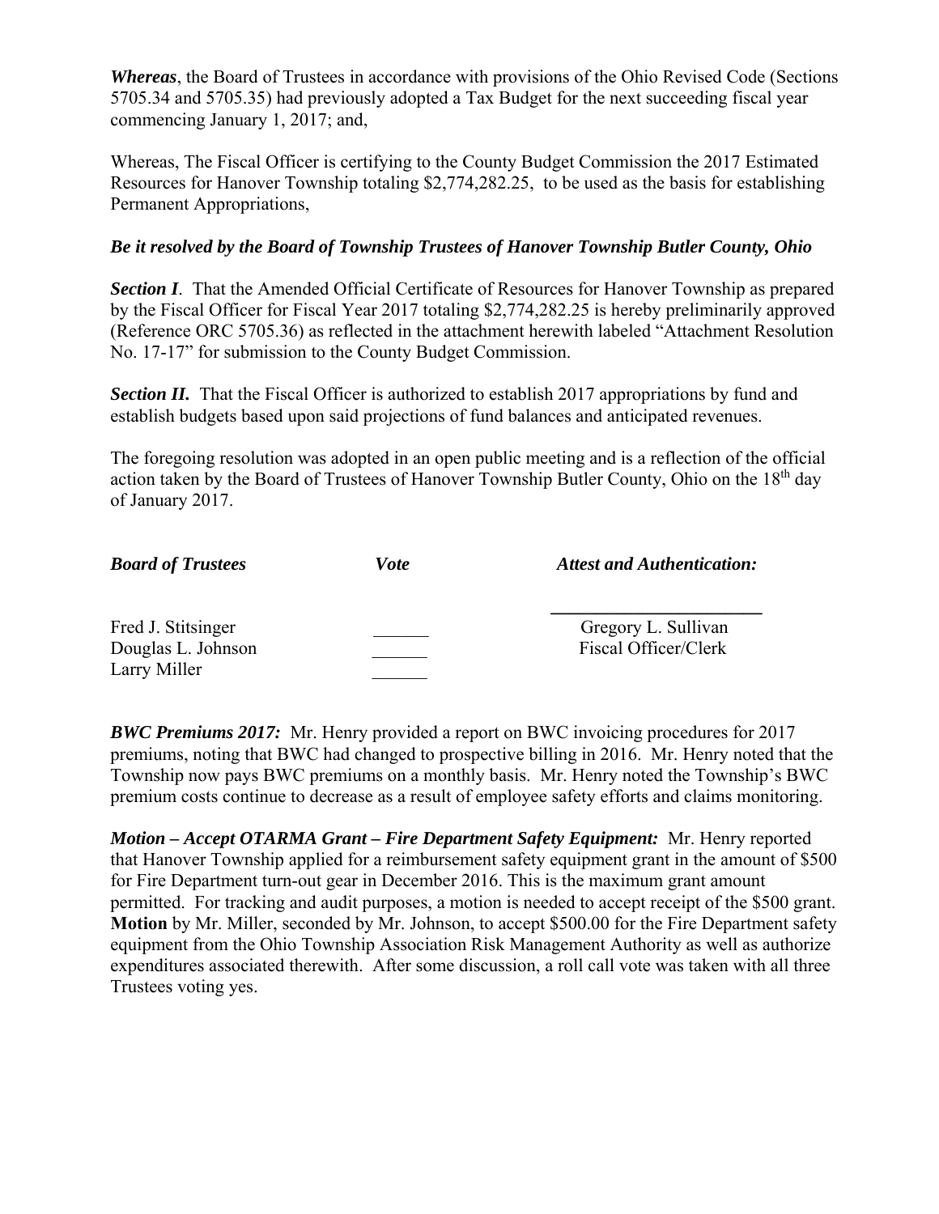***Whereas***, the Board of Trustees in accordance with provisions of the Ohio Revised Code (Sections 5705.34 and 5705.35) had previously adopted a Tax Budget for the next succeeding fiscal year commencing January 1, 2017; and,

Whereas, The Fiscal Officer is certifying to the County Budget Commission the 2017 Estimated Resources for Hanover Township totaling $2,774,282.25, to be used as the basis for establishing Permanent Appropriations,

***Be it resolved by the Board of Township Trustees of Hanover Township Butler County, Ohio***

***Section I***. That the Amended Official Certificate of Resources for Hanover Township as prepared by the Fiscal Officer for Fiscal Year 2017 totaling $2,774,282.25 is hereby preliminarily approved (Reference ORC 5705.36) as reflected in the attachment herewith labeled "Attachment Resolution No. 17-17" for submission to the County Budget Commission.

***Section II.*** That the Fiscal Officer is authorized to establish 2017 appropriations by fund and establish budgets based upon said projections of fund balances and anticipated revenues.

The foregoing resolution was adopted in an open public meeting and is a reflection of the official action taken by the Board of Trustees of Hanover Township Butler County, Ohio on the 18th day of January 2017.

| ***Board of Trustees*** | ***Vote*** | ***Attest and Authentication:*** |
|---|---|---|
| Fred J. Stitsinger | ______ | _______________________<br>Gregory L. Sullivan |
| Douglas L. Johnson | ______ | Fiscal Officer/Clerk |
| Larry Miller | ______ | |

***BWC Premiums 2017:*** Mr. Henry provided a report on BWC invoicing procedures for 2017 premiums, noting that BWC had changed to prospective billing in 2016. Mr. Henry noted that the Township now pays BWC premiums on a monthly basis. Mr. Henry noted the Township's BWC premium costs continue to decrease as a result of employee safety efforts and claims monitoring.

***Motion – Accept OTARMA Grant – Fire Department Safety Equipment:*** Mr. Henry reported that Hanover Township applied for a reimbursement safety equipment grant in the amount of $500 for Fire Department turn-out gear in December 2016. This is the maximum grant amount permitted. For tracking and audit purposes, a motion is needed to accept receipt of the $500 grant. **Motion** by Mr. Miller, seconded by Mr. Johnson, to accept $500.00 for the Fire Department safety equipment from the Ohio Township Association Risk Management Authority as well as authorize expenditures associated therewith. After some discussion, a roll call vote was taken with all three Trustees voting yes.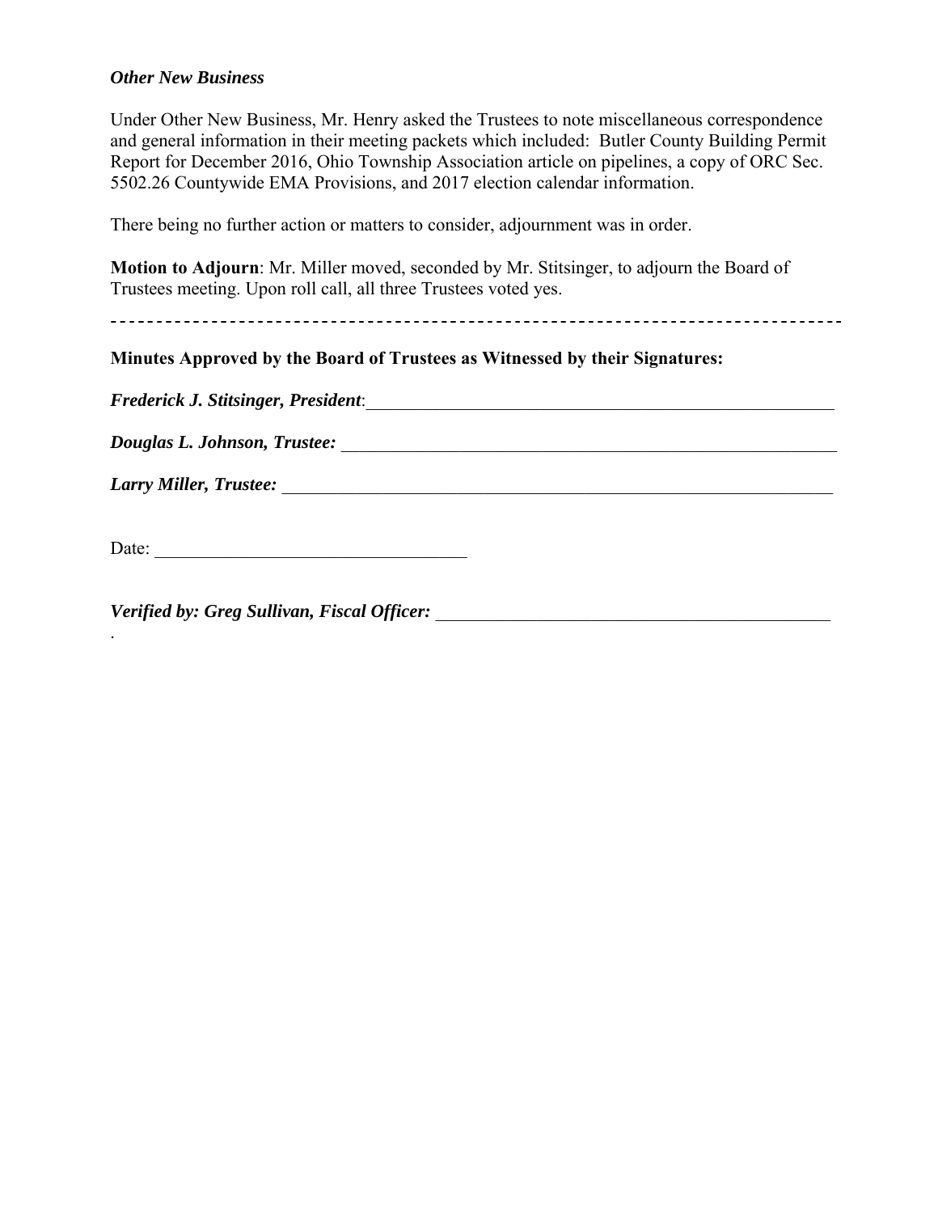***Other New Business***

Under Other New Business, Mr. Henry asked the Trustees to note miscellaneous correspondence and general information in their meeting packets which included: Butler County Building Permit Report for December 2016, Ohio Township Association article on pipelines, a copy of ORC Sec. 5502.26 Countywide EMA Provisions, and 2017 election calendar information.

There being no further action or matters to consider, adjournment was in order.

**Motion to Adjourn**: Mr. Miller moved, seconded by Mr. Stitsinger, to adjourn the Board of Trustees meeting. Upon roll call, all three Trustees voted yes.

---

**Minutes Approved by the Board of Trustees as Witnessed by their Signatures:**

***Frederick J. Stitsinger, President***:_______________________________________________

***Douglas L. Johnson, Trustee:*** _______________________________________________

***Larry Miller, Trustee:*** _______________________________________________

Date: ___________________________________

***Verified by: Greg Sullivan, Fiscal Officer:*** _______________________________________________

.